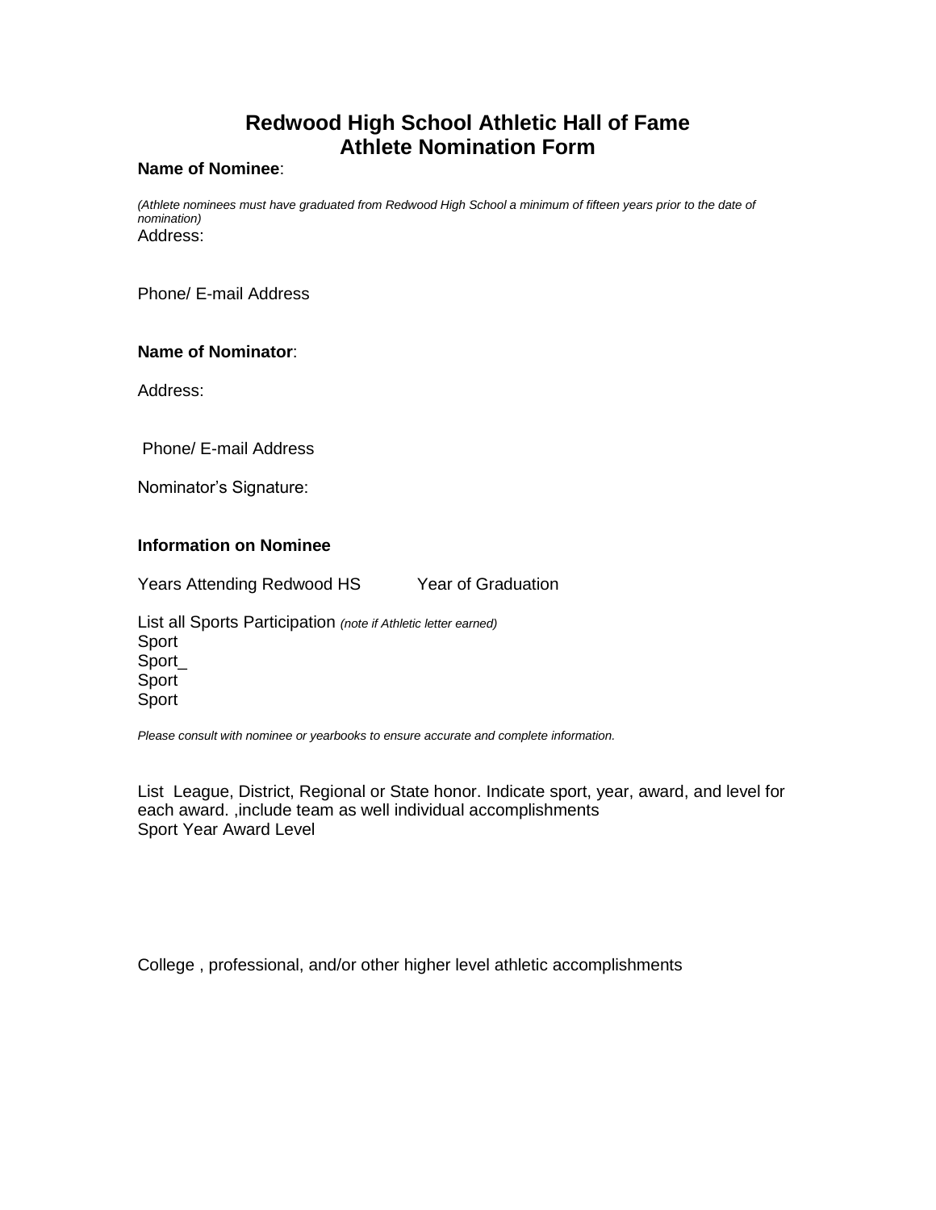# Redwood High School Athletic Hall of Fame
# Athlete Nomination Form

**Name of Nominee**:

*(Athlete nominees must have graduated from Redwood High School a minimum of fifteen years prior to the date of nomination)*

Address:

Phone/ E-mail Address

**Name of Nominator**:

Address:

Phone/ E-mail Address

Nominator's Signature:

**Information on Nominee**

Years Attending Redwood HS Year of Graduation

List all Sports Participation *(note if Athletic letter earned)*

Sport

Sport_

Sport

Sport

*Please consult with nominee or yearbooks to ensure accurate and complete information.*

List League, District, Regional or State honor. Indicate sport, year, award, and level for each award. ,include team as well individual accomplishments

Sport Year Award Level

College , professional, and/or other higher level athletic accomplishments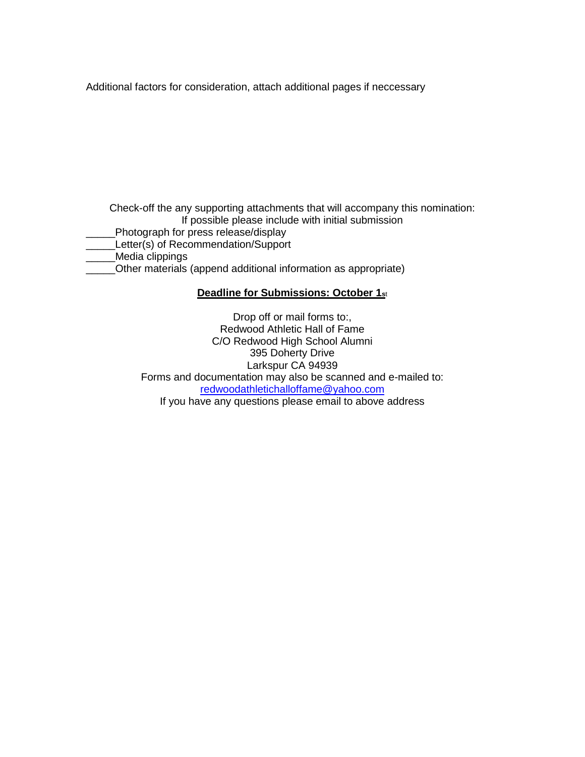Additional factors for consideration, attach additional pages if neccessary

Check-off the any supporting attachments that will accompany this nomination:
If possible please include with initial submission

_____Photograph for press release/display
_____Letter(s) of Recommendation/Support
_____Media clippings
_____Other materials (append additional information as appropriate)

**Deadline for Submissions: October 1st**

Drop off or mail forms to:,
Redwood Athletic Hall of Fame
C/O Redwood High School Alumni
395 Doherty Drive
Larkspur CA 94939
Forms and documentation may also be scanned and e-mailed to:
redwoodathletichalloffame@yahoo.com
If you have any questions please email to above address